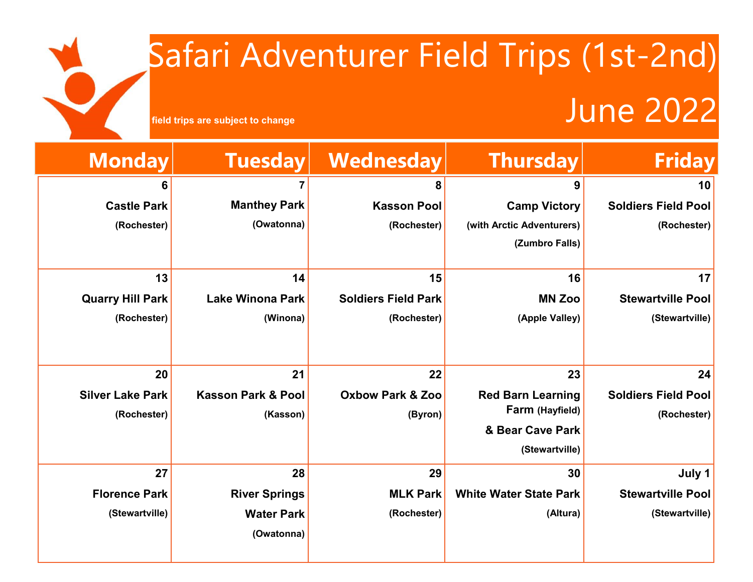# Safari Adventurer Field Trips (1st-2nd)

# June 2022

field trips are subject to change

| Monday | Tuesday | Wednesday | Thursday | Friday |
|---|---|---|---|---|
| 6<br>**Castle Park**<br>(Rochester) | 7<br>**Manthey Park**<br>(Owatonna) | 8<br>**Kasson Pool**<br>(Rochester) | 9<br>**Camp Victory**<br>(with Arctic Adventurers)<br>(Zumbro Falls) | 10<br>**Soldiers Field Pool**<br>(Rochester) |
| 13<br>**Quarry Hill Park**<br>(Rochester) | 14<br>**Lake Winona Park**<br>(Winona) | 15<br>**Soldiers Field Park**<br>(Rochester) | 16<br>**MN Zoo**<br>(Apple Valley) | 17<br>**Stewartville Pool**<br>(Stewartville) |
| 20<br>**Silver Lake Park**<br>(Rochester) | 21<br>**Kasson Park & Pool**<br>(Kasson) | 22<br>**Oxbow Park & Zoo**<br>(Byron) | 23<br>**Red Barn Learning Farm** (Hayfield)<br>**& Bear Cave Park**<br>(Stewartville) | 24<br>**Soldiers Field Pool**<br>(Rochester) |
| 27<br>**Florence Park**<br>(Stewartville) | 28<br>**River Springs Water Park**<br>(Owatonna) | 29<br>**MLK Park**<br>(Rochester) | 30<br>**White Water State Park**<br>(Altura) | July 1<br>**Stewartville Pool**<br>(Stewartville) |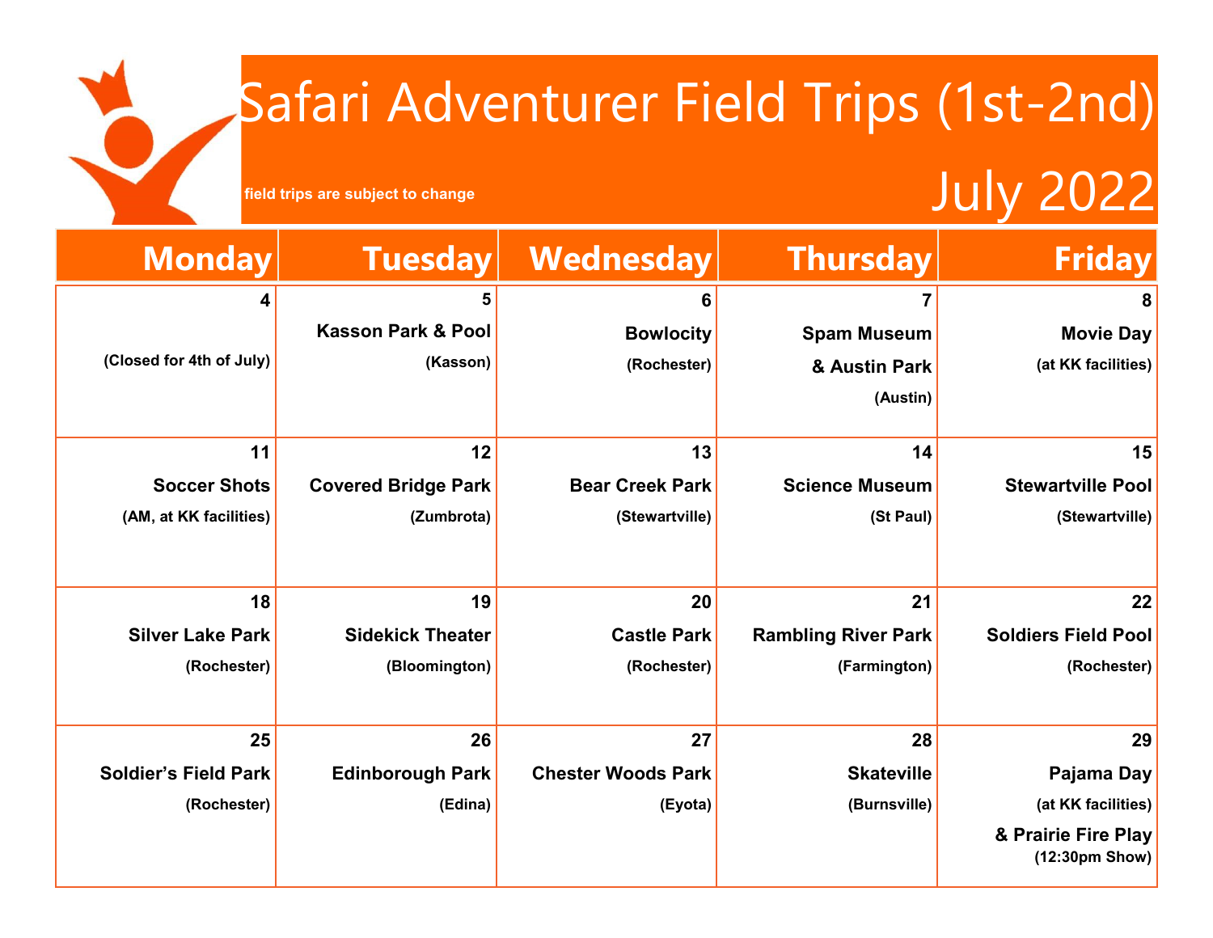# Safari Adventurer Field Trips (1st-2nd)

field trips are subject to change

## July 2022

| Monday | Tuesday | Wednesday | Thursday | Friday |
|---|---|---|---|---|
| **4**<br>(Closed for 4th of July) | **5**<br>**Kasson Park & Pool**<br>(Kasson) | **6**<br>**Bowlocity**<br>(Rochester) | **7**<br>**Spam Museum & Austin Park**<br>(Austin) | **8**<br>**Movie Day**<br>(at KK facilities) |
| **11**<br>**Soccer Shots**<br>(AM, at KK facilities) | **12**<br>**Covered Bridge Park**<br>(Zumbrota) | **13**<br>**Bear Creek Park**<br>(Stewartville) | **14**<br>**Science Museum**<br>(St Paul) | **15**<br>**Stewartville Pool**<br>(Stewartville) |
| **18**<br>**Silver Lake Park**<br>(Rochester) | **19**<br>**Sidekick Theater**<br>(Bloomington) | **20**<br>**Castle Park**<br>(Rochester) | **21**<br>**Rambling River Park**<br>(Farmington) | **22**<br>**Soldiers Field Pool**<br>(Rochester) |
| **25**<br>**Soldier's Field Park**<br>(Rochester) | **26**<br>**Edinborough Park**<br>(Edina) | **27**<br>**Chester Woods Park**<br>(Eyota) | **28**<br>**Skateville**<br>(Burnsville) | **29**<br>**Pajama Day**<br>(at KK facilities)<br>**& Prairie Fire Play**<br>(12:30pm Show) |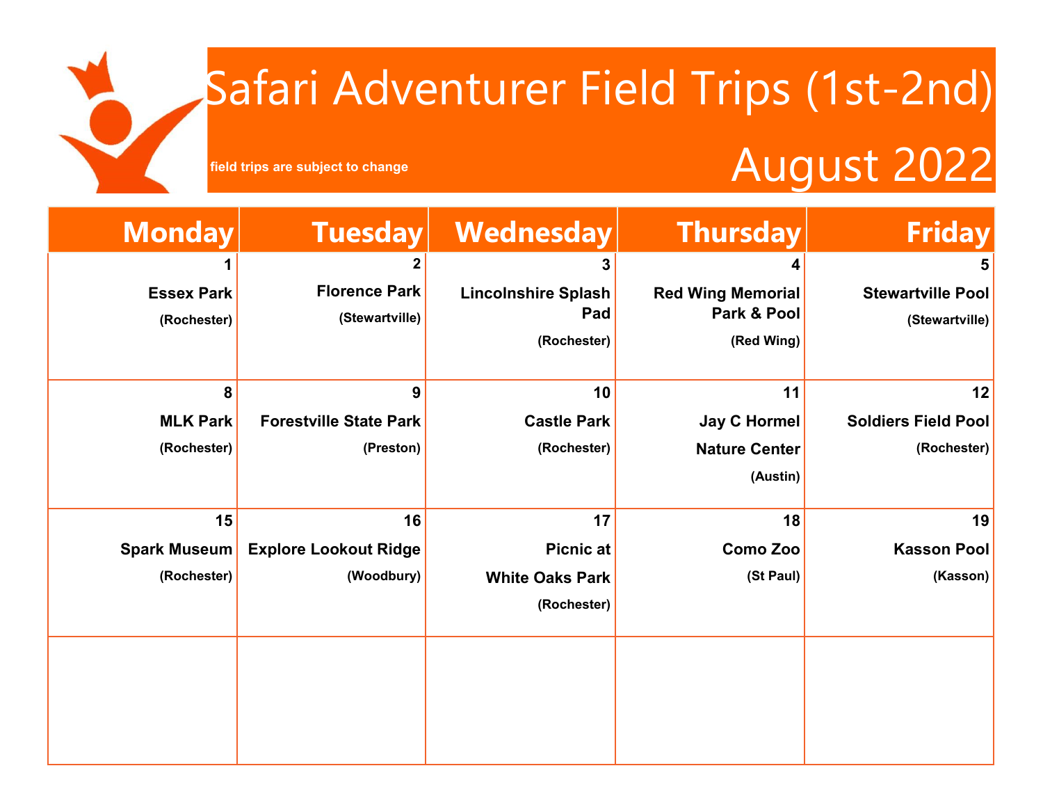# Safari Adventurer Field Trips (1st-2nd)

field trips are subject to change

## August 2022

| Monday | Tuesday | Wednesday | Thursday | Friday |
|---|---|---|---|---|
| **1** **Essex Park** **(Rochester)** | **2** **Florence Park** **(Stewartville)** | **3** **Lincolnshire Splash Pad** **(Rochester)** | **4** **Red Wing Memorial Park & Pool** **(Red Wing)** | **5** **Stewartville Pool** **(Stewartville)** |
| **8** **MLK Park** **(Rochester)** | **9** **Forestville State Park** **(Preston)** | **10** **Castle Park** **(Rochester)** | **11** **Jay C Hormel Nature Center** **(Austin)** | **12** **Soldiers Field Pool** **(Rochester)** |
| **15** **Spark Museum** **(Rochester)** | **16** **Explore Lookout Ridge** **(Woodbury)** | **17** **Picnic at White Oaks Park** **(Rochester)** | **18** **Como Zoo** **(St Paul)** | **19** **Kasson Pool** **(Kasson)** |
| | | | | |